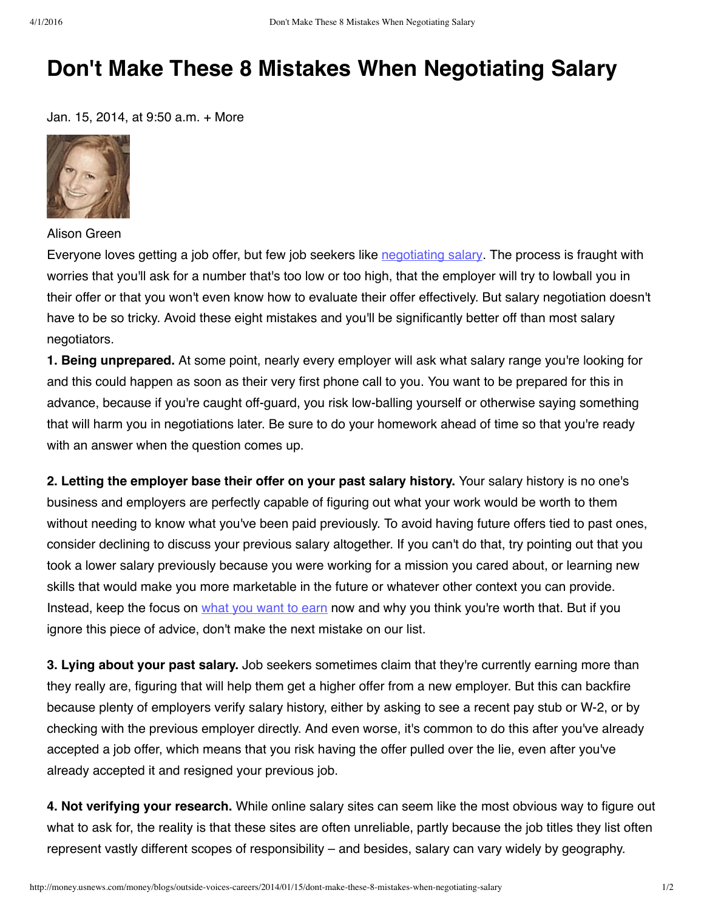# Don't Make These 8 Mistakes When Negotiating Salary

Jan. 15, 2014, at 9:50 a.m. + More

Alison Green

Everyone loves getting a job offer, but few job seekers like negotiating salary. The process is fraught with worries that you'll ask for a number that's too low or too high, that the employer will try to lowball you in their offer or that you won't even know how to evaluate their offer effectively. But salary negotiation doesn't have to be so tricky. Avoid these eight mistakes and you'll be significantly better off than most salary negotiators.

**1. Being unprepared.** At some point, nearly every employer will ask what salary range you're looking for and this could happen as soon as their very first phone call to you. You want to be prepared for this in advance, because if you're caught off-guard, you risk low-balling yourself or otherwise saying something that will harm you in negotiations later. Be sure to do your homework ahead of time so that you're ready with an answer when the question comes up.

**2. Letting the employer base their offer on your past salary history.** Your salary history is no one's business and employers are perfectly capable of figuring out what your work would be worth to them without needing to know what you've been paid previously. To avoid having future offers tied to past ones, consider declining to discuss your previous salary altogether. If you can't do that, try pointing out that you took a lower salary previously because you were working for a mission you cared about, or learning new skills that would make you more marketable in the future or whatever other context you can provide. Instead, keep the focus on what you want to earn now and why you think you're worth that. But if you ignore this piece of advice, don't make the next mistake on our list.

**3. Lying about your past salary.** Job seekers sometimes claim that they're currently earning more than they really are, figuring that will help them get a higher offer from a new employer. But this can backfire because plenty of employers verify salary history, either by asking to see a recent pay stub or W-2, or by checking with the previous employer directly. And even worse, it's common to do this after you've already accepted a job offer, which means that you risk having the offer pulled over the lie, even after you've already accepted it and resigned your previous job.

**4. Not verifying your research.** While online salary sites can seem like the most obvious way to figure out what to ask for, the reality is that these sites are often unreliable, partly because the job titles they list often represent vastly different scopes of responsibility – and besides, salary can vary widely by geography.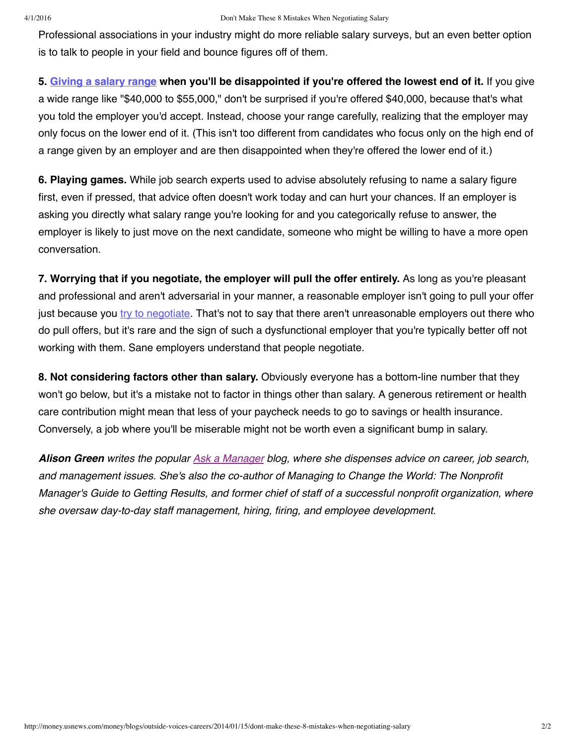Professional associations in your industry might do more reliable salary surveys, but an even better option is to talk to people in your field and bounce figures off of them.

**5. Giving a salary range when you'll be disappointed if you're offered the lowest end of it.** If you give a wide range like "$40,000 to $55,000," don't be surprised if you're offered $40,000, because that's what you told the employer you'd accept. Instead, choose your range carefully, realizing that the employer may only focus on the lower end of it. (This isn't too different from candidates who focus only on the high end of a range given by an employer and are then disappointed when they're offered the lower end of it.)

**6. Playing games.** While job search experts used to advise absolutely refusing to name a salary figure first, even if pressed, that advice often doesn't work today and can hurt your chances. If an employer is asking you directly what salary range you're looking for and you categorically refuse to answer, the employer is likely to just move on the next candidate, someone who might be willing to have a more open conversation.

**7. Worrying that if you negotiate, the employer will pull the offer entirely.** As long as you're pleasant and professional and aren't adversarial in your manner, a reasonable employer isn't going to pull your offer just because you try to negotiate. That's not to say that there aren't unreasonable employers out there who do pull offers, but it's rare and the sign of such a dysfunctional employer that you're typically better off not working with them. Sane employers understand that people negotiate.

**8. Not considering factors other than salary.** Obviously everyone has a bottom-line number that they won't go below, but it's a mistake not to factor in things other than salary. A generous retirement or health care contribution might mean that less of your paycheck needs to go to savings or health insurance. Conversely, a job where you'll be miserable might not be worth even a significant bump in salary.

***Alison Green*** *writes the popular Ask a Manager blog, where she dispenses advice on career, job search, and management issues. She's also the co-author of Managing to Change the World: The Nonprofit Manager's Guide to Getting Results, and former chief of staff of a successful nonprofit organization, where she oversaw day-to-day staff management, hiring, firing, and employee development.*